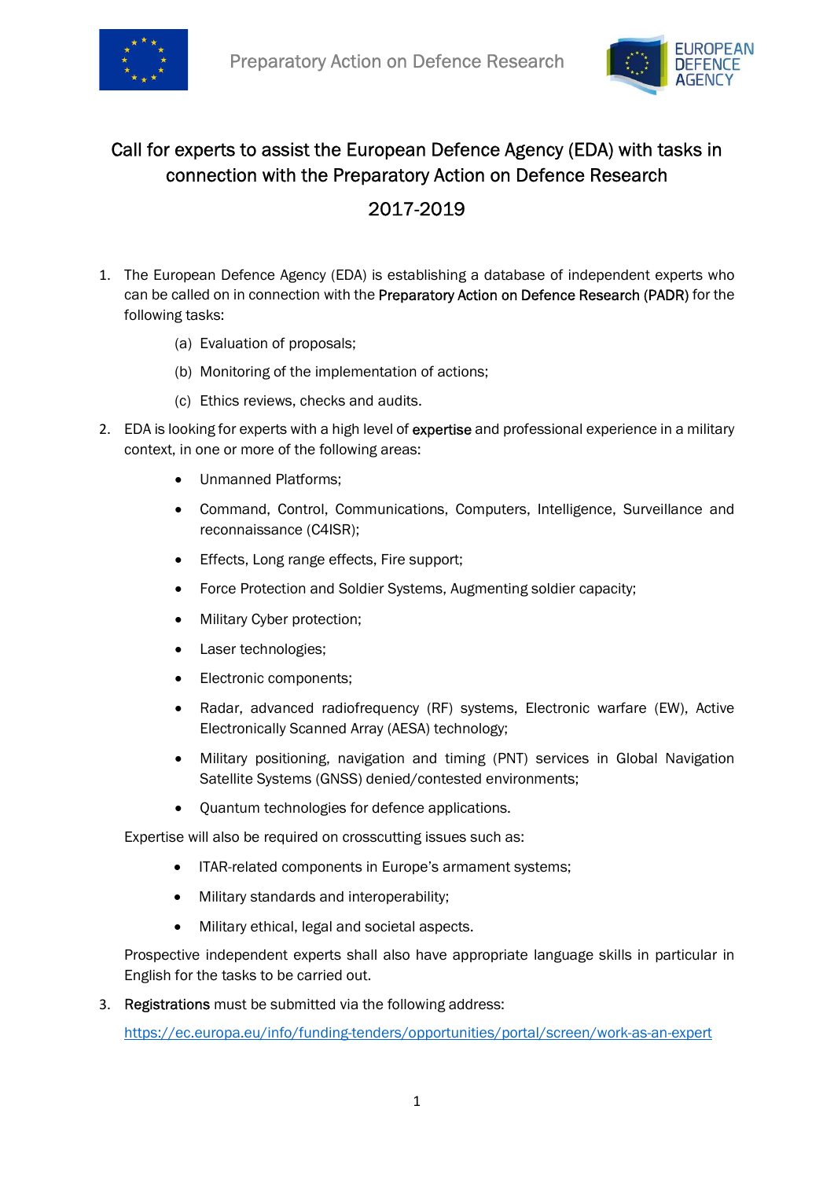# Call for experts to assist the European Defence Agency (EDA) with tasks in connection with the Preparatory Action on Defence Research

## 2017-2019

1. The European Defence Agency (EDA) is establishing a database of independent experts who can be called on in connection with the Preparatory Action on Defence Research (PADR) for the following tasks:

   (a) Evaluation of proposals;

   (b) Monitoring of the implementation of actions;

   (c) Ethics reviews, checks and audits.

2. EDA is looking for experts with a high level of expertise and professional experience in a military context, in one or more of the following areas:

   - Unmanned Platforms;
   - Command, Control, Communications, Computers, Intelligence, Surveillance and reconnaissance (C4ISR);
   - Effects, Long range effects, Fire support;
   - Force Protection and Soldier Systems, Augmenting soldier capacity;
   - Military Cyber protection;
   - Laser technologies;
   - Electronic components;
   - Radar, advanced radiofrequency (RF) systems, Electronic warfare (EW), Active Electronically Scanned Array (AESA) technology;
   - Military positioning, navigation and timing (PNT) services in Global Navigation Satellite Systems (GNSS) denied/contested environments;
   - Quantum technologies for defence applications.

   Expertise will also be required on crosscutting issues such as:

   - ITAR-related components in Europe's armament systems;
   - Military standards and interoperability;
   - Military ethical, legal and societal aspects.

   Prospective independent experts shall also have appropriate language skills in particular in English for the tasks to be carried out.

3. Registrations must be submitted via the following address:

   https://ec.europa.eu/info/funding-tenders/opportunities/portal/screen/work-as-an-expert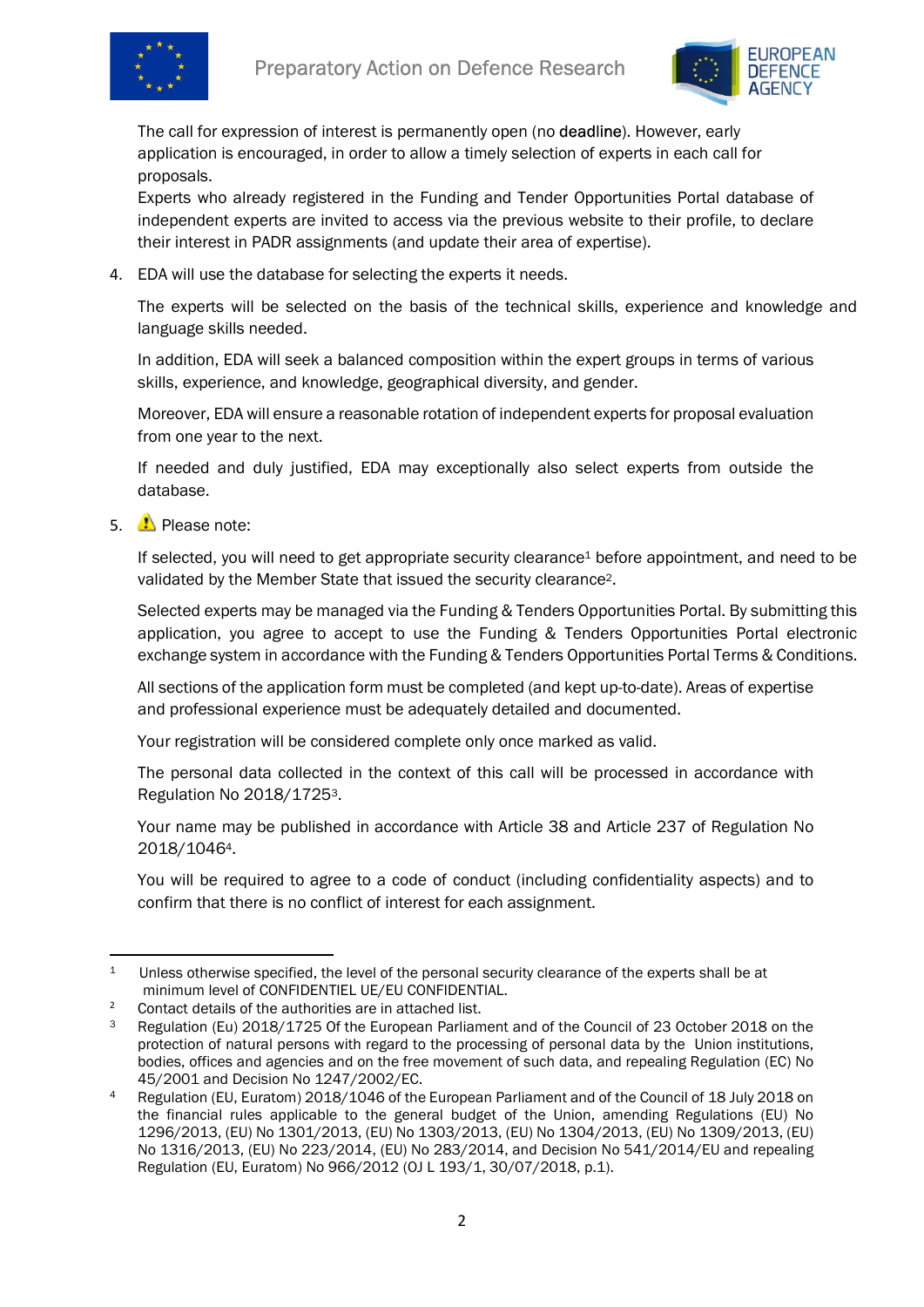The call for expression of interest is permanently open (no **deadline**). However, early application is encouraged, in order to allow a timely selection of experts in each call for proposals.
Experts who already registered in the Funding and Tender Opportunities Portal database of independent experts are invited to access via the previous website to their profile, to declare their interest in PADR assignments (and update their area of expertise).

4. EDA will use the database for selecting the experts it needs.

   The experts will be selected on the basis of the technical skills, experience and knowledge and language skills needed.

   In addition, EDA will seek a balanced composition within the expert groups in terms of various skills, experience, and knowledge, geographical diversity, and gender.

   Moreover, EDA will ensure a reasonable rotation of independent experts for proposal evaluation from one year to the next.

   If needed and duly justified, EDA may exceptionally also select experts from outside the database.

5. ⚠ Please note:

   If selected, you will need to get appropriate security clearance[1] before appointment, and need to be validated by the Member State that issued the security clearance[2].

   Selected experts may be managed via the Funding & Tenders Opportunities Portal. By submitting this application, you agree to accept to use the Funding & Tenders Opportunities Portal electronic exchange system in accordance with the Funding & Tenders Opportunities Portal Terms & Conditions.

   All sections of the application form must be completed (and kept up-to-date). Areas of expertise and professional experience must be adequately detailed and documented.

   Your registration will be considered complete only once marked as valid.

   The personal data collected in the context of this call will be processed in accordance with Regulation No 2018/1725[3].

   Your name may be published in accordance with Article 38 and Article 237 of Regulation No 2018/1046[4].

   You will be required to agree to a code of conduct (including confidentiality aspects) and to confirm that there is no conflict of interest for each assignment.

---

[1] Unless otherwise specified, the level of the personal security clearance of the experts shall be at minimum level of CONFIDENTIEL UE/EU CONFIDENTIAL.

[2] Contact details of the authorities are in attached list.

[3] Regulation (Eu) 2018/1725 Of the European Parliament and of the Council of 23 October 2018 on the protection of natural persons with regard to the processing of personal data by the Union institutions, bodies, offices and agencies and on the free movement of such data, and repealing Regulation (EC) No 45/2001 and Decision No 1247/2002/EC.

[4] Regulation (EU, Euratom) 2018/1046 of the European Parliament and of the Council of 18 July 2018 on the financial rules applicable to the general budget of the Union, amending Regulations (EU) No 1296/2013, (EU) No 1301/2013, (EU) No 1303/2013, (EU) No 1304/2013, (EU) No 1309/2013, (EU) No 1316/2013, (EU) No 223/2014, (EU) No 283/2014, and Decision No 541/2014/EU and repealing Regulation (EU, Euratom) No 966/2012 (OJ L 193/1, 30/07/2018, p.1).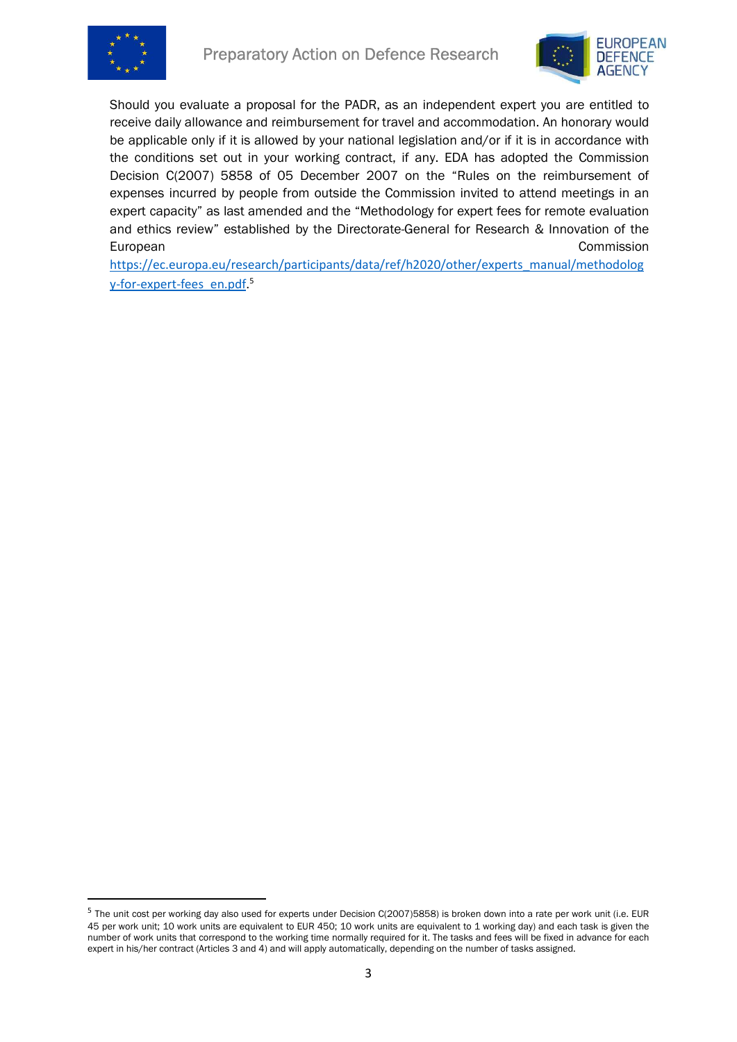Should you evaluate a proposal for the PADR, as an independent expert you are entitled to receive daily allowance and reimbursement for travel and accommodation. An honorary would be applicable only if it is allowed by your national legislation and/or if it is in accordance with the conditions set out in your working contract, if any. EDA has adopted the Commission Decision C(2007) 5858 of 05 December 2007 on the "Rules on the reimbursement of expenses incurred by people from outside the Commission invited to attend meetings in an expert capacity" as last amended and the "Methodology for expert fees for remote evaluation and ethics review" established by the Directorate-General for Research & Innovation of the European Commission https://ec.europa.eu/research/participants/data/ref/h2020/other/experts_manual/methodology-for-expert-fees_en.pdf.[5]

[5] The unit cost per working day also used for experts under Decision C(2007)5858) is broken down into a rate per work unit (i.e. EUR 45 per work unit; 10 work units are equivalent to EUR 450; 10 work units are equivalent to 1 working day) and each task is given the number of work units that correspond to the working time normally required for it. The tasks and fees will be fixed in advance for each expert in his/her contract (Articles 3 and 4) and will apply automatically, depending on the number of tasks assigned.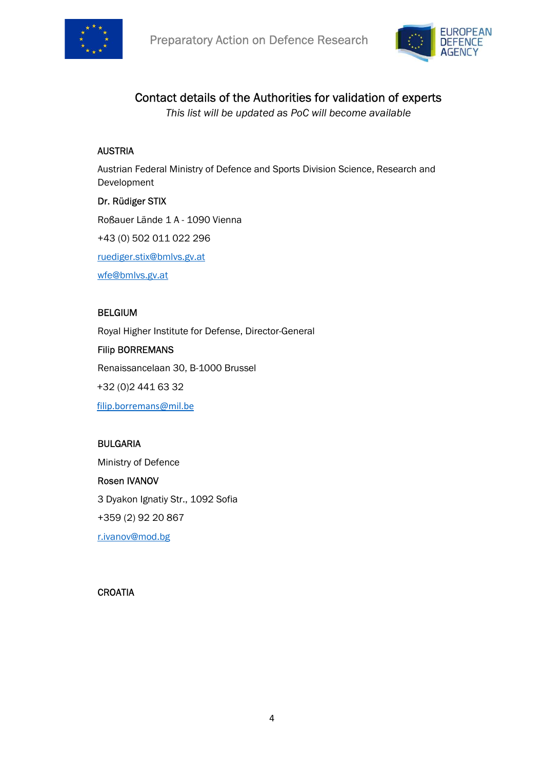## Contact details of the Authorities for validation of experts

*This list will be updated as PoC will become available*

AUSTRIA

Austrian Federal Ministry of Defence and Sports Division Science, Research and Development

Dr. Rüdiger STIX

Roßauer Lände 1 A - 1090 Vienna

+43 (0) 502 011 022 296

ruediger.stix@bmlvs.gv.at

wfe@bmlvs.gv.at

BELGIUM

Royal Higher Institute for Defense, Director-General

Filip BORREMANS

Renaissancelaan 30, B-1000 Brussel

+32 (0)2 441 63 32

filip.borremans@mil.be

BULGARIA

Ministry of Defence

Rosen IVANOV

3 Dyakon Ignatiy Str., 1092 Sofia

+359 (2) 92 20 867

r.ivanov@mod.bg

CROATIA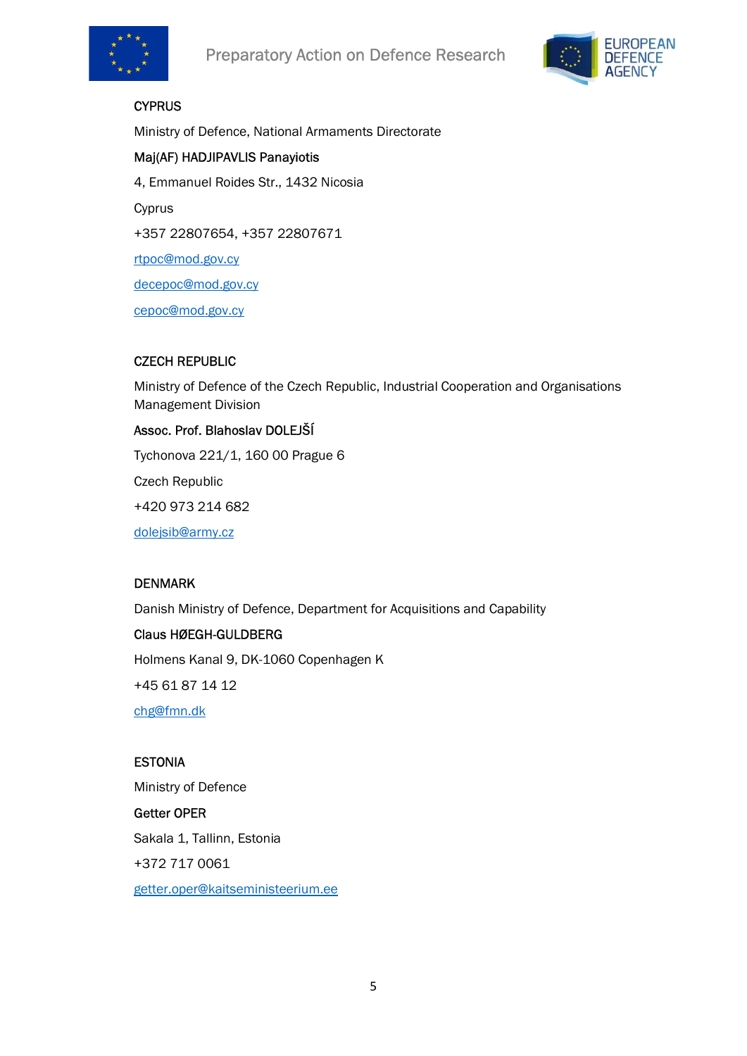CYPRUS

Ministry of Defence, National Armaments Directorate

Maj(AF) HADJIPAVLIS Panayiotis

4, Emmanuel Roides Str., 1432 Nicosia

Cyprus

+357 22807654, +357 22807671

rtpoc@mod.gov.cy

decepoc@mod.gov.cy

cepoc@mod.gov.cy

CZECH REPUBLIC

Ministry of Defence of the Czech Republic, Industrial Cooperation and Organisations Management Division

Assoc. Prof. Blahoslav DOLEJŠÍ

Tychonova 221/1, 160 00 Prague 6

Czech Republic

+420 973 214 682

dolejsib@army.cz

DENMARK

Danish Ministry of Defence, Department for Acquisitions and Capability

Claus HØEGH-GULDBERG

Holmens Kanal 9, DK-1060 Copenhagen K

+45 61 87 14 12

chg@fmn.dk

ESTONIA

Ministry of Defence

Getter OPER

Sakala 1, Tallinn, Estonia

+372 717 0061

getter.oper@kaitseministeerium.ee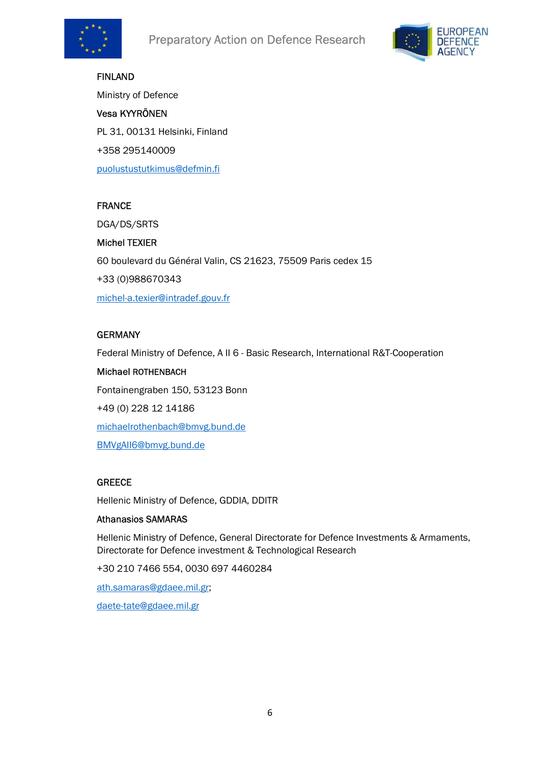FINLAND

Ministry of Defence

Vesa KYYRÖNEN

PL 31, 00131 Helsinki, Finland

+358 295140009

puolustustutkimus@defmin.fi

FRANCE

DGA/DS/SRTS

Michel TEXIER

60 boulevard du Général Valin, CS 21623, 75509 Paris cedex 15

+33 (0)988670343

michel-a.texier@intradef.gouv.fr

GERMANY

Federal Ministry of Defence, A II 6 - Basic Research, International R&T-Cooperation

Michael ROTHENBACH

Fontainengraben 150, 53123 Bonn

+49 (0) 228 12 14186

michaelrothenbach@bmvg.bund.de

BMVgAII6@bmvg.bund.de

GREECE

Hellenic Ministry of Defence, GDDIA, DDITR

Athanasios SAMARAS

Hellenic Ministry of Defence, General Directorate for Defence Investments & Armaments, Directorate for Defence investment & Technological Research

+30 210 7466 554, 0030 697 4460284

ath.samaras@gdaee.mil.gr;

daete-tate@gdaee.mil.gr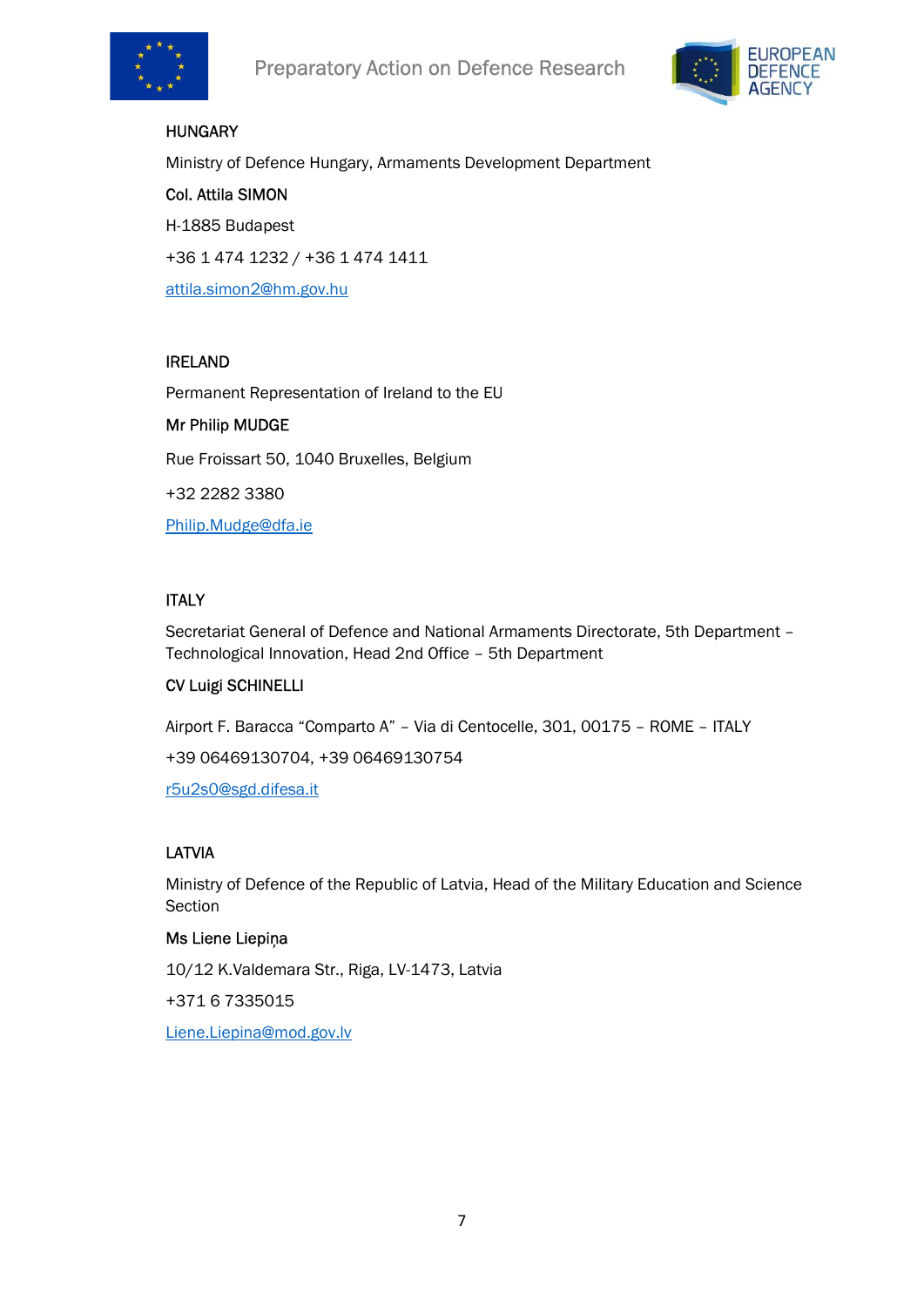HUNGARY

Ministry of Defence Hungary, Armaments Development Department

**Col. Attila SIMON**

H-1885 Budapest

+36 1 474 1232 / +36 1 474 1411

attila.simon2@hm.gov.hu

IRELAND

Permanent Representation of Ireland to the EU

**Mr Philip MUDGE**

Rue Froissart 50, 1040 Bruxelles, Belgium

+32 2282 3380

Philip.Mudge@dfa.ie

ITALY

Secretariat General of Defence and National Armaments Directorate, 5th Department – Technological Innovation, Head 2nd Office – 5th Department

**CV Luigi SCHINELLI**

Airport F. Baracca "Comparto A" – Via di Centocelle, 301, 00175 – ROME – ITALY

+39 06469130704, +39 06469130754

r5u2s0@sgd.difesa.it

LATVIA

Ministry of Defence of the Republic of Latvia, Head of the Military Education and Science Section

**Ms Liene Liepiņa**

10/12 K.Valdemara Str., Riga, LV-1473, Latvia

+371 6 7335015

Liene.Liepina@mod.gov.lv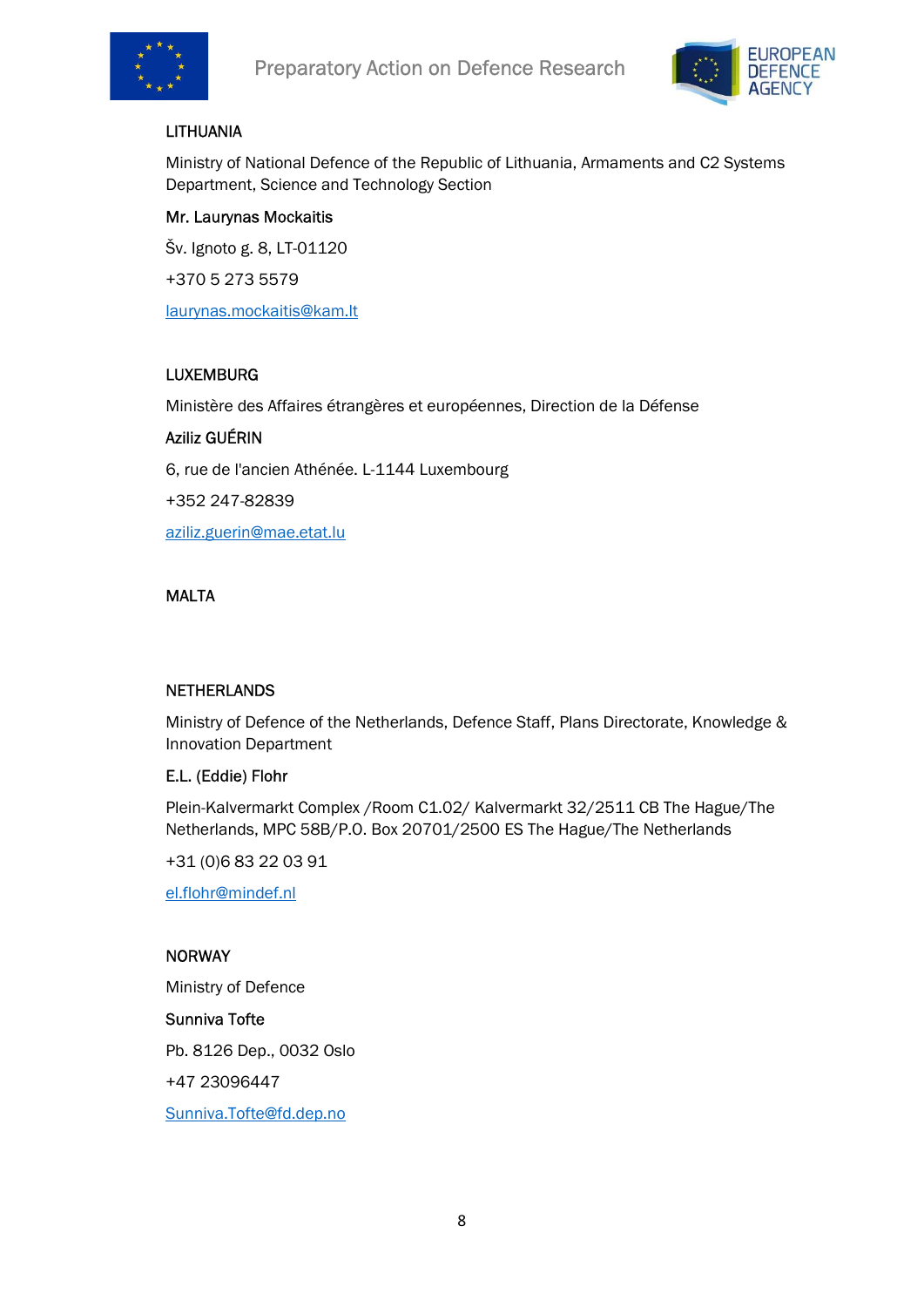LITHUANIA

Ministry of National Defence of the Republic of Lithuania, Armaments and C2 Systems Department, Science and Technology Section

Mr. Laurynas Mockaitis

Šv. Ignoto g. 8, LT-01120

+370 5 273 5579

laurynas.mockaitis@kam.lt

LUXEMBURG

Ministère des Affaires étrangères et européennes, Direction de la Défense

Aziliz GUÉRIN

6, rue de l'ancien Athénée. L-1144 Luxembourg

+352 247-82839

aziliz.guerin@mae.etat.lu

MALTA

NETHERLANDS

Ministry of Defence of the Netherlands, Defence Staff, Plans Directorate, Knowledge & Innovation Department

E.L. (Eddie) Flohr

Plein-Kalvermarkt Complex /Room C1.02/ Kalvermarkt 32/2511 CB The Hague/The Netherlands, MPC 58B/P.O. Box 20701/2500 ES The Hague/The Netherlands

+31 (0)6 83 22 03 91

el.flohr@mindef.nl

NORWAY

Ministry of Defence

Sunniva Tofte

Pb. 8126 Dep., 0032 Oslo

+47 23096447

Sunniva.Tofte@fd.dep.no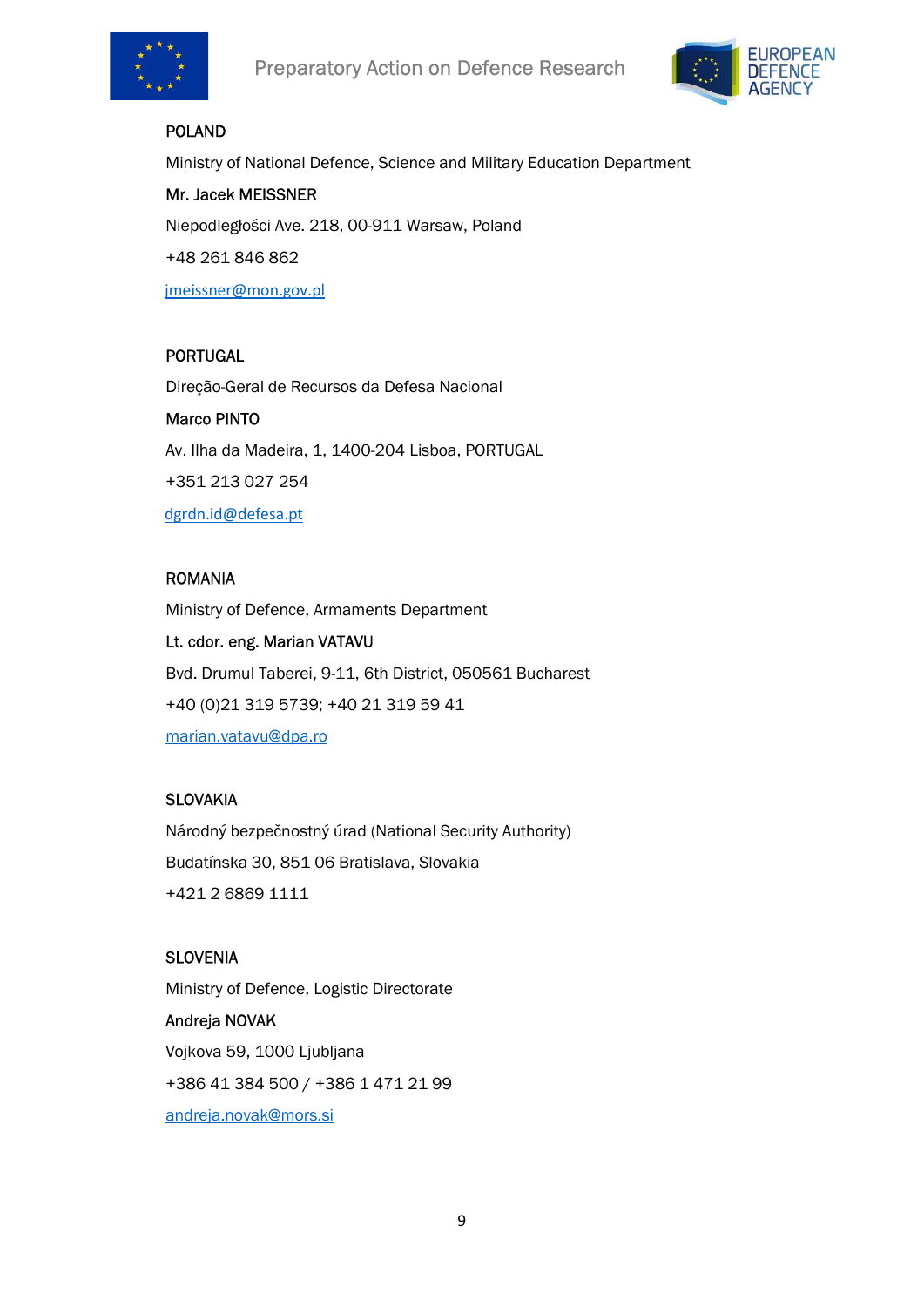POLAND

Ministry of National Defence, Science and Military Education Department

Mr. Jacek MEISSNER

Niepodległości Ave. 218, 00-911 Warsaw, Poland

+48 261 846 862

jmeissner@mon.gov.pl

PORTUGAL

Direção-Geral de Recursos da Defesa Nacional

Marco PINTO

Av. Ilha da Madeira, 1, 1400-204 Lisboa, PORTUGAL

+351 213 027 254

dgrdn.id@defesa.pt

ROMANIA

Ministry of Defence, Armaments Department

Lt. cdor. eng. Marian VATAVU

Bvd. Drumul Taberei, 9-11, 6th District, 050561 Bucharest

+40 (0)21 319 5739; +40 21 319 59 41

marian.vatavu@dpa.ro

SLOVAKIA

Národný bezpečnostný úrad (National Security Authority)

Budatínska 30, 851 06 Bratislava, Slovakia

+421 2 6869 1111

SLOVENIA

Ministry of Defence, Logistic Directorate

Andreja NOVAK

Vojkova 59, 1000 Ljubljana

+386 41 384 500 / +386 1 471 21 99

andreja.novak@mors.si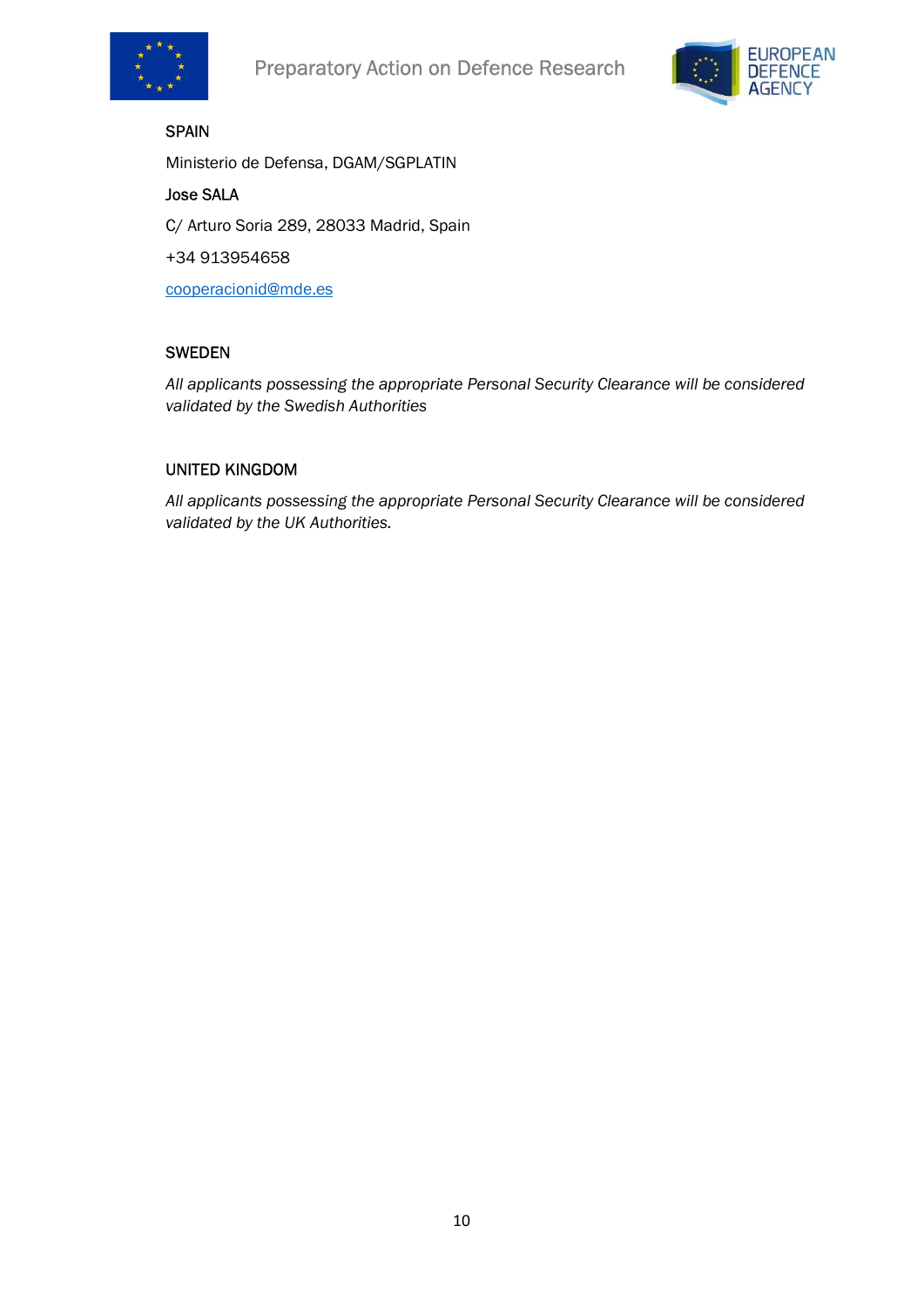SPAIN

Ministerio de Defensa, DGAM/SGPLATIN

Jose SALA

C/ Arturo Soria 289, 28033 Madrid, Spain

+34 913954658

cooperacionid@mde.es

SWEDEN

*All applicants possessing the appropriate Personal Security Clearance will be considered validated by the Swedish Authorities*

UNITED KINGDOM

*All applicants possessing the appropriate Personal Security Clearance will be considered validated by the UK Authorities.*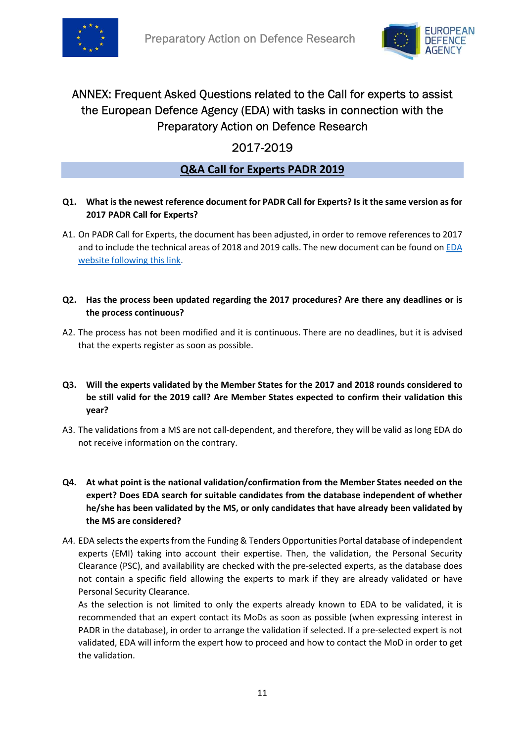# ANNEX: Frequent Asked Questions related to the Call for experts to assist the European Defence Agency (EDA) with tasks in connection with the Preparatory Action on Defence Research

## 2017-2019

## Q&A Call for Experts PADR 2019

**Q1. What is the newest reference document for PADR Call for Experts? Is it the same version as for 2017 PADR Call for Experts?**

A1. On PADR Call for Experts, the document has been adjusted, in order to remove references to 2017 and to include the technical areas of 2018 and 2019 calls. The new document can be found on EDA website following this link.

**Q2. Has the process been updated regarding the 2017 procedures? Are there any deadlines or is the process continuous?**

A2. The process has not been modified and it is continuous. There are no deadlines, but it is advised that the experts register as soon as possible.

**Q3. Will the experts validated by the Member States for the 2017 and 2018 rounds considered to be still valid for the 2019 call? Are Member States expected to confirm their validation this year?**

A3. The validations from a MS are not call-dependent, and therefore, they will be valid as long EDA do not receive information on the contrary.

**Q4. At what point is the national validation/confirmation from the Member States needed on the expert? Does EDA search for suitable candidates from the database independent of whether he/she has been validated by the MS, or only candidates that have already been validated by the MS are considered?**

A4. EDA selects the experts from the Funding & Tenders Opportunities Portal database of independent experts (EMI) taking into account their expertise. Then, the validation, the Personal Security Clearance (PSC), and availability are checked with the pre-selected experts, as the database does not contain a specific field allowing the experts to mark if they are already validated or have Personal Security Clearance.
As the selection is not limited to only the experts already known to EDA to be validated, it is recommended that an expert contact its MoDs as soon as possible (when expressing interest in PADR in the database), in order to arrange the validation if selected. If a pre-selected expert is not validated, EDA will inform the expert how to proceed and how to contact the MoD in order to get the validation.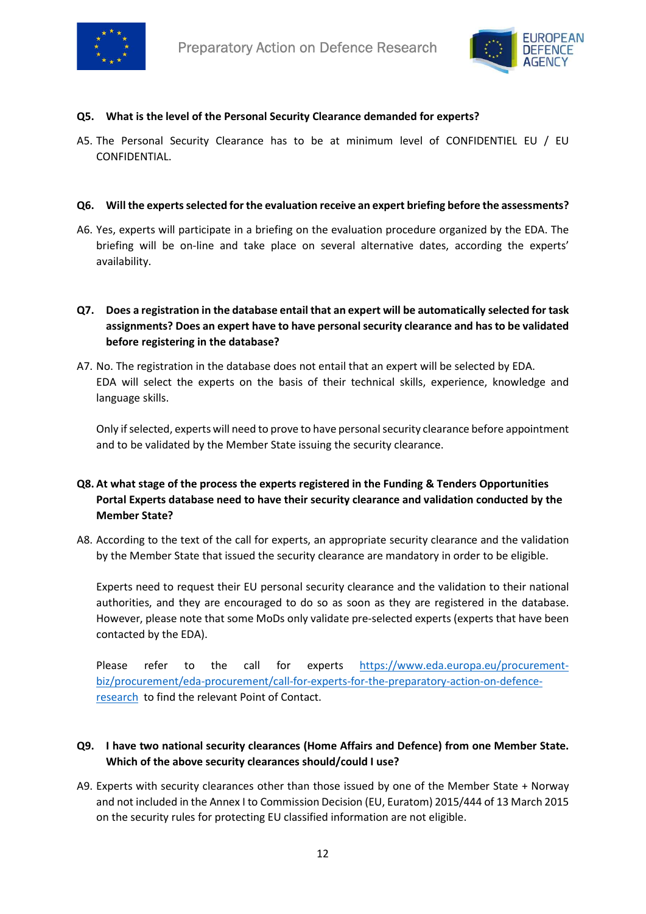**Q5. What is the level of the Personal Security Clearance demanded for experts?**

A5. The Personal Security Clearance has to be at minimum level of CONFIDENTIEL EU / EU CONFIDENTIAL.

**Q6. Will the experts selected for the evaluation receive an expert briefing before the assessments?**

A6. Yes, experts will participate in a briefing on the evaluation procedure organized by the EDA. The briefing will be on-line and take place on several alternative dates, according the experts' availability.

**Q7. Does a registration in the database entail that an expert will be automatically selected for task assignments? Does an expert have to have personal security clearance and has to be validated before registering in the database?**

A7. No. The registration in the database does not entail that an expert will be selected by EDA. EDA will select the experts on the basis of their technical skills, experience, knowledge and language skills.

Only if selected, experts will need to prove to have personal security clearance before appointment and to be validated by the Member State issuing the security clearance.

**Q8. At what stage of the process the experts registered in the Funding & Tenders Opportunities Portal Experts database need to have their security clearance and validation conducted by the Member State?**

A8. According to the text of the call for experts, an appropriate security clearance and the validation by the Member State that issued the security clearance are mandatory in order to be eligible.

Experts need to request their EU personal security clearance and the validation to their national authorities, and they are encouraged to do so as soon as they are registered in the database. However, please note that some MoDs only validate pre-selected experts (experts that have been contacted by the EDA).

Please refer to the call for experts [https://www.eda.europa.eu/procurement-biz/procurement/eda-procurement/call-for-experts-for-the-preparatory-action-on-defence-research](https://www.eda.europa.eu/procurement-biz/procurement/eda-procurement/call-for-experts-for-the-preparatory-action-on-defence-research) to find the relevant Point of Contact.

**Q9. I have two national security clearances (Home Affairs and Defence) from one Member State. Which of the above security clearances should/could I use?**

A9. Experts with security clearances other than those issued by one of the Member State + Norway and not included in the Annex I to Commission Decision (EU, Euratom) 2015/444 of 13 March 2015 on the security rules for protecting EU classified information are not eligible.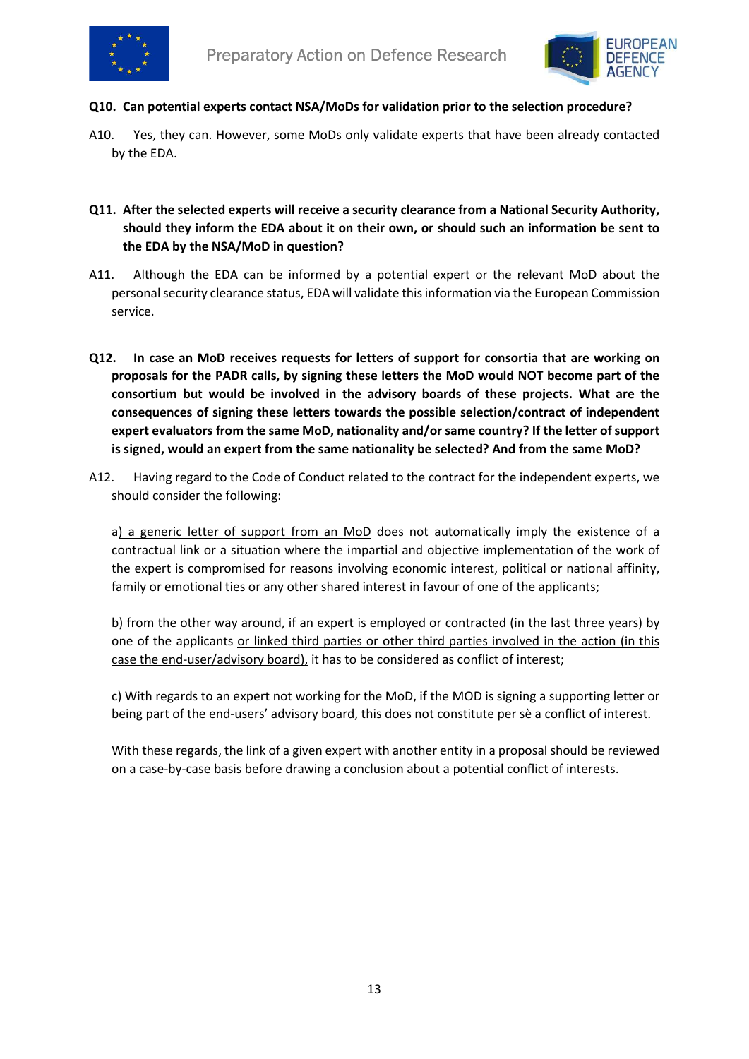**Q10. Can potential experts contact NSA/MoDs for validation prior to the selection procedure?**

A10. Yes, they can. However, some MoDs only validate experts that have been already contacted by the EDA.

**Q11. After the selected experts will receive a security clearance from a National Security Authority, should they inform the EDA about it on their own, or should such an information be sent to the EDA by the NSA/MoD in question?**

A11. Although the EDA can be informed by a potential expert or the relevant MoD about the personal security clearance status, EDA will validate this information via the European Commission service.

**Q12. In case an MoD receives requests for letters of support for consortia that are working on proposals for the PADR calls, by signing these letters the MoD would NOT become part of the consortium but would be involved in the advisory boards of these projects. What are the consequences of signing these letters towards the possible selection/contract of independent expert evaluators from the same MoD, nationality and/or same country? If the letter of support is signed, would an expert from the same nationality be selected? And from the same MoD?**

A12. Having regard to the Code of Conduct related to the contract for the independent experts, we should consider the following:

a) a generic letter of support from an MoD does not automatically imply the existence of a contractual link or a situation where the impartial and objective implementation of the work of the expert is compromised for reasons involving economic interest, political or national affinity, family or emotional ties or any other shared interest in favour of one of the applicants;

b) from the other way around, if an expert is employed or contracted (in the last three years) by one of the applicants or linked third parties or other third parties involved in the action (in this case the end-user/advisory board), it has to be considered as conflict of interest;

c) With regards to an expert not working for the MoD, if the MOD is signing a supporting letter or being part of the end-users' advisory board, this does not constitute per sè a conflict of interest.

With these regards, the link of a given expert with another entity in a proposal should be reviewed on a case-by-case basis before drawing a conclusion about a potential conflict of interests.